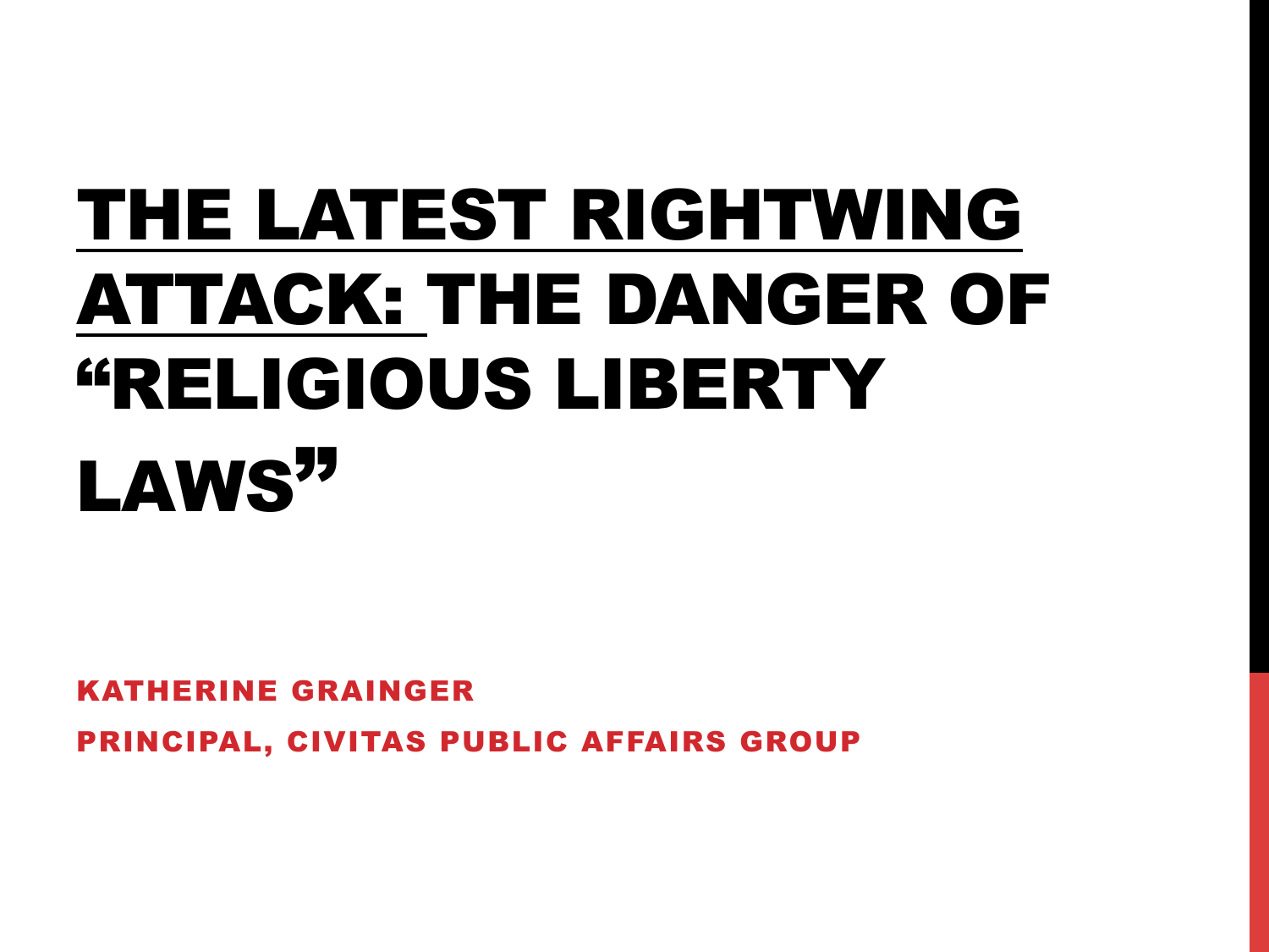# THE LATEST RIGHTWING ATTACK: THE DANGER OF "RELIGIOUS LIBERTY LAWS"

**KATHERINE GRAINGER**

**PRINCIPAL, CIVITAS PUBLIC AFFAIRS GROUP**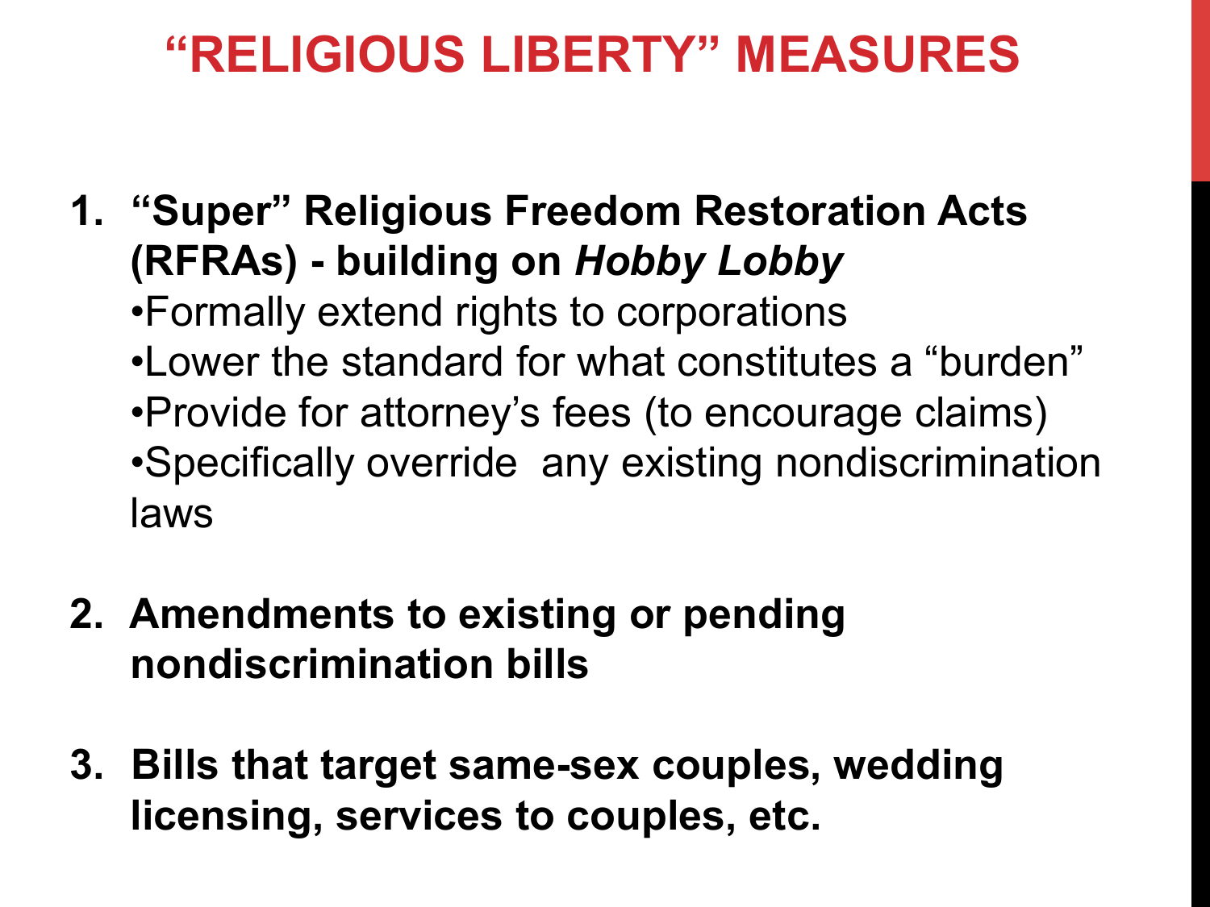# "RELIGIOUS LIBERTY" MEASURES

1. **"Super" Religious Freedom Restoration Acts (RFRAs) - building on *Hobby Lobby***
   - Formally extend rights to corporations
   - Lower the standard for what constitutes a "burden"
   - Provide for attorney's fees (to encourage claims)
   - Specifically override any existing nondiscrimination laws

2. **Amendments to existing or pending nondiscrimination bills**

3. **Bills that target same-sex couples, wedding licensing, services to couples, etc.**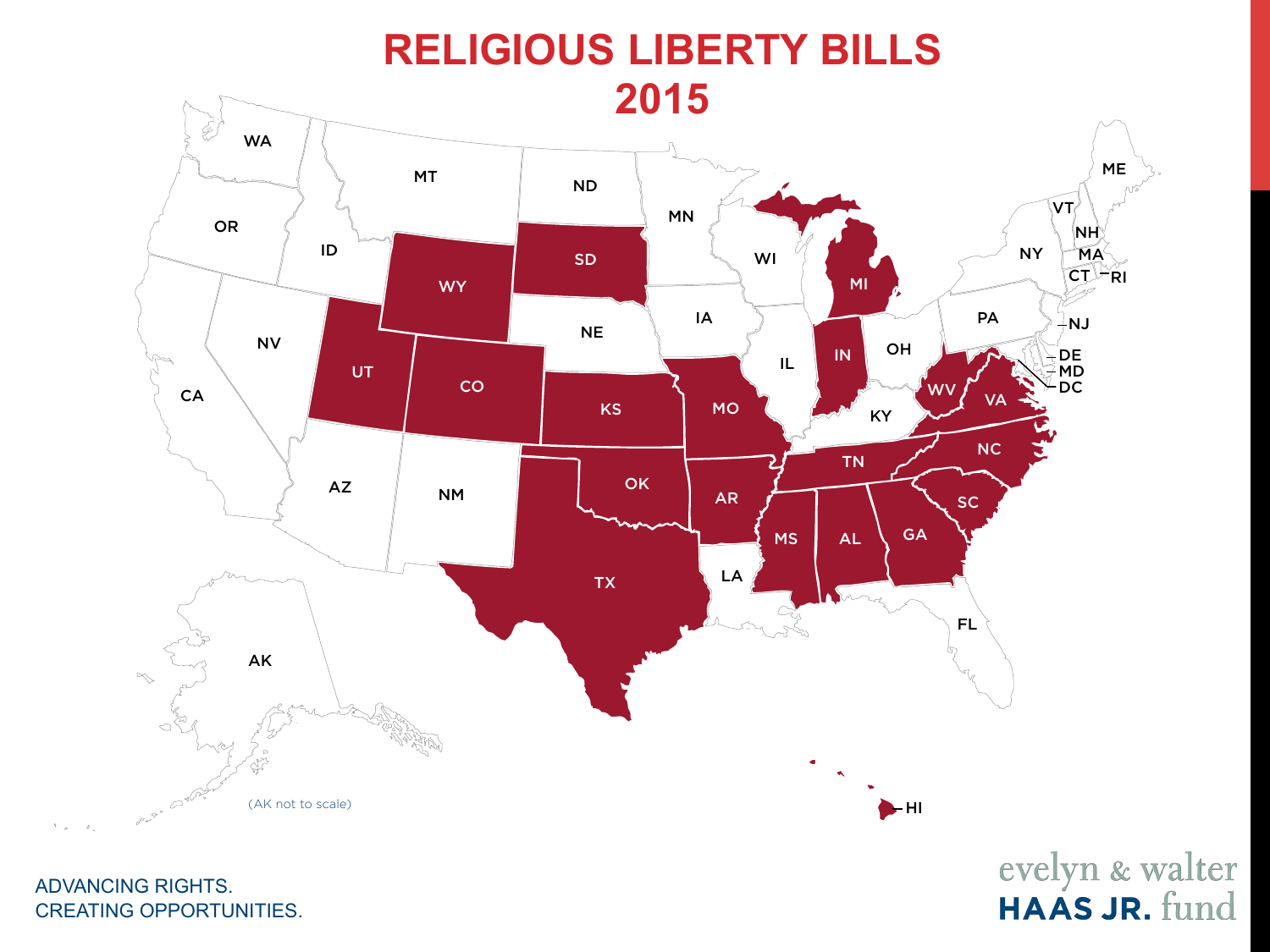# RELIGIOUS LIBERTY BILLS 2015

WA, OR, CA, ID, NV, MT, WY, UT, AZ, CO, NM, ND, SD, NE, KS, OK, TX, MN, IA, MO, AR, LA, WI, IL, MI, IN, OH, KY, TN, MS, AL, GA, FL, SC, NC, VA, WV, PA, NY, VT, NH, ME, MA, CT, RI, NJ, DE, MD, DC, AK, HI

(AK not to scale)

ADVANCING RIGHTS.
CREATING OPPORTUNITIES.

evelyn & walter
HAAS JR. fund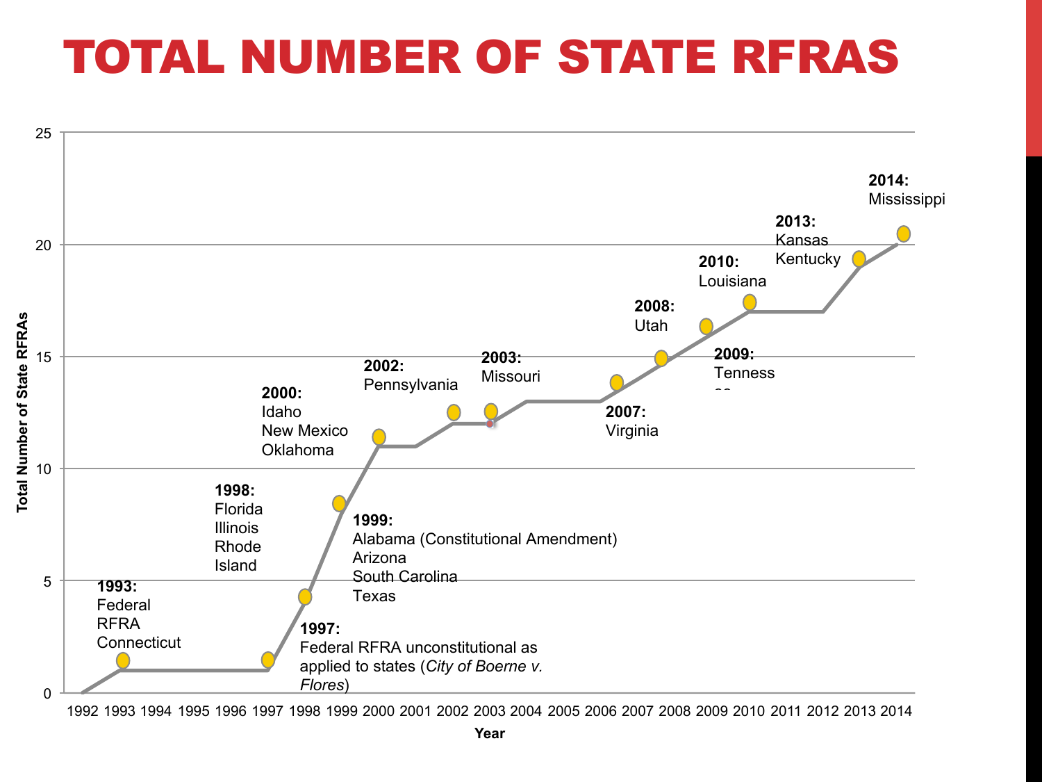# TOTAL NUMBER OF STATE RFRAS

Total Number of State RFRAs

25
20
15
10
5
0

**1993:** Federal RFRA Connecticut

**1997:** Federal RFRA unconstitutional as applied to states (*City of Boerne v. Flores*)

**1998:** Florida Illinois Rhode Island

**1999:** Alabama (Constitutional Amendment) Arizona South Carolina Texas

**2000:** Idaho New Mexico Oklahoma

**2002:** Pennsylvania

**2003:** Missouri

**2007:** Virginia

**2008:** Utah

**2009:** Tennessee

**2010:** Louisiana

**2013:** Kansas Kentucky

**2014:** Mississippi

1992 1993 1994 1995 1996 1997 1998 1999 2000 2001 2002 2003 2004 2005 2006 2007 2008 2009 2010 2011 2012 2013 2014

Year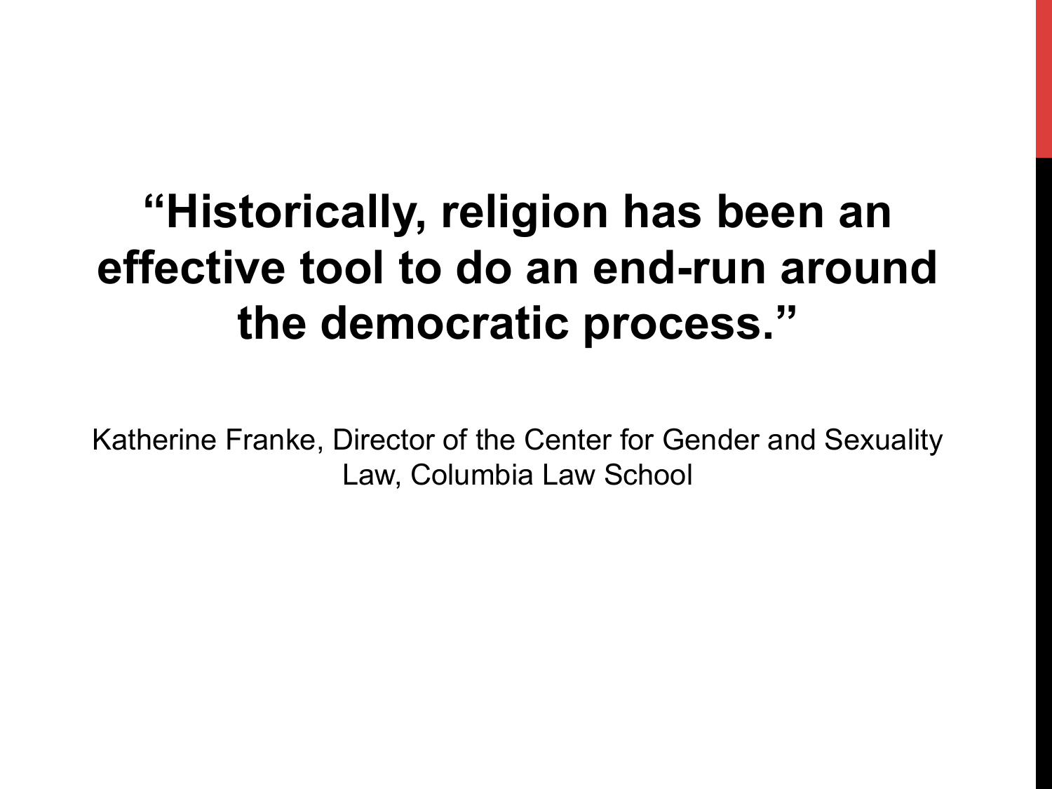**"Historically, religion has been an effective tool to do an end-run around the democratic process."**

Katherine Franke, Director of the Center for Gender and Sexuality Law, Columbia Law School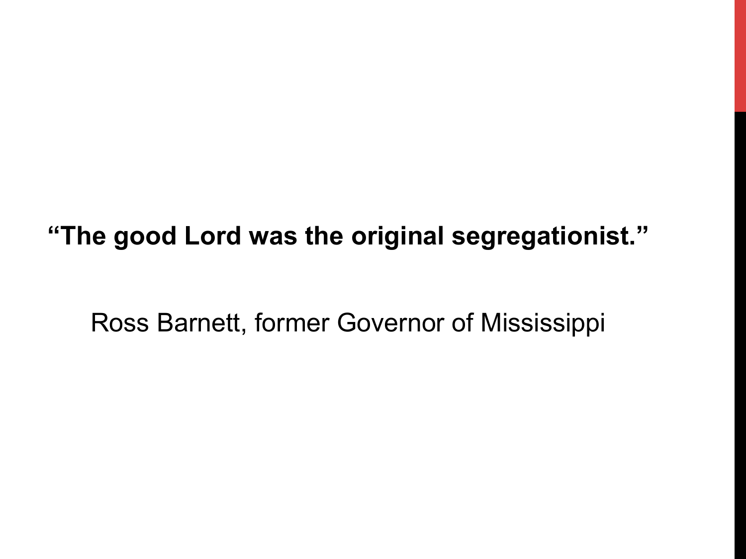**“The good Lord was the original segregationist.”**

Ross Barnett, former Governor of Mississippi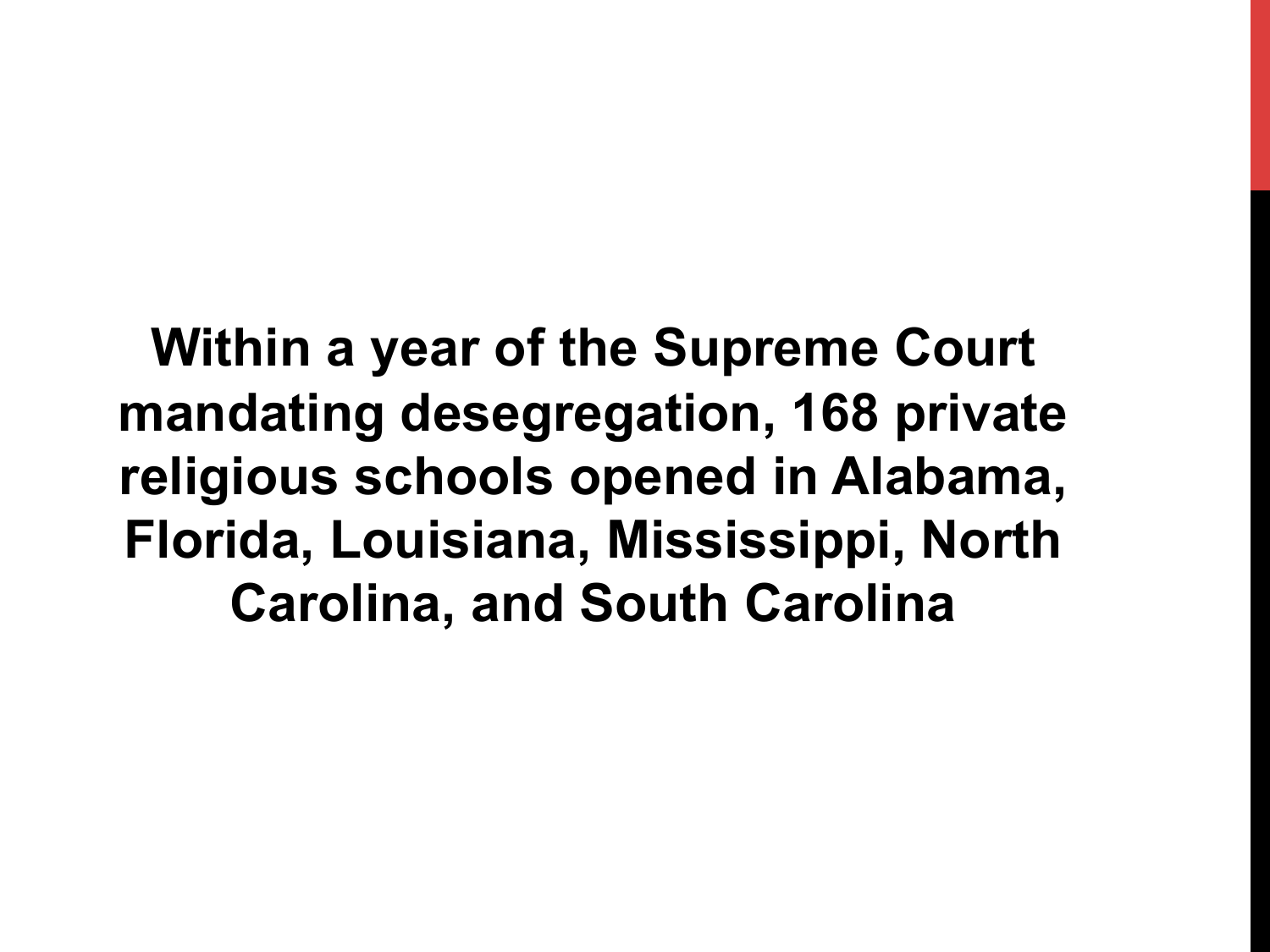**Within a year of the Supreme Court mandating desegregation, 168 private religious schools opened in Alabama, Florida, Louisiana, Mississippi, North Carolina, and South Carolina**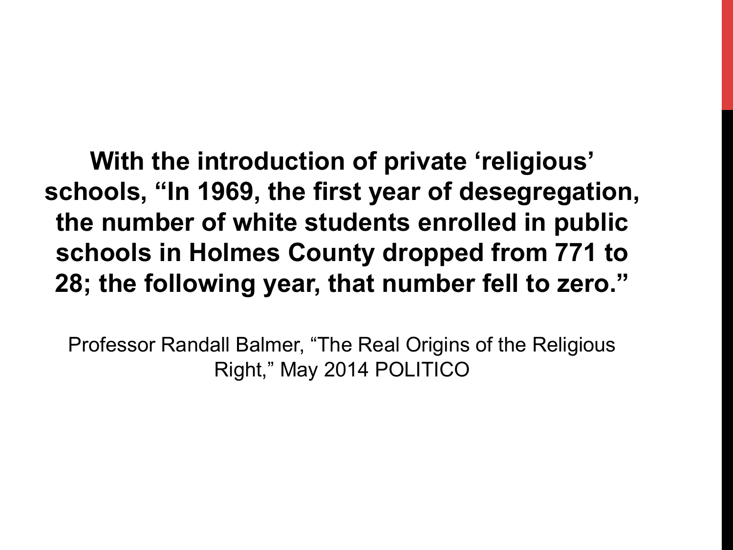**With the introduction of private ‘religious’ schools, “In 1969, the first year of desegregation, the number of white students enrolled in public schools in Holmes County dropped from 771 to 28; the following year, that number fell to zero.”**

Professor Randall Balmer, “The Real Origins of the Religious Right,” May 2014 POLITICO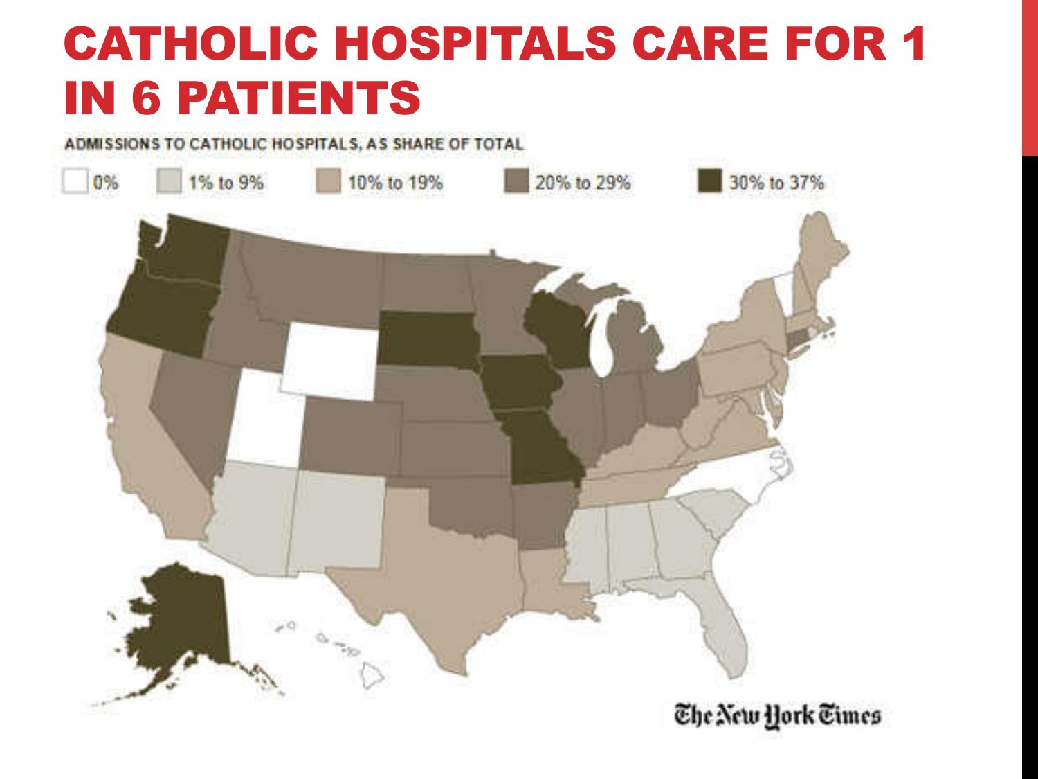# CATHOLIC HOSPITALS CARE FOR 1 IN 6 PATIENTS

ADMISSIONS TO CATHOLIC HOSPITALS, AS SHARE OF TOTAL

0% | 1% to 9% | 10% to 19% | 20% to 29% | 30% to 37%

The New York Times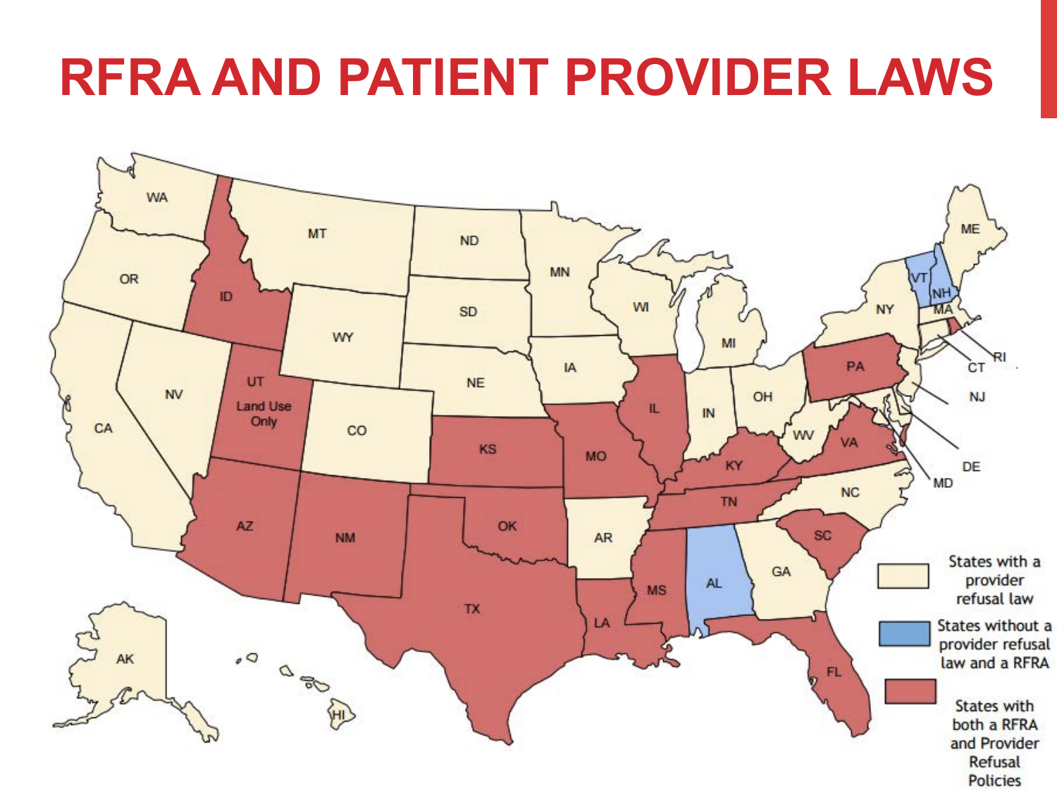# RFRA AND PATIENT PROVIDER LAWS

- States with a provider refusal law
- States without a provider refusal law and a RFRA
- States with both a RFRA and Provider Refusal Policies

UT: Land Use Only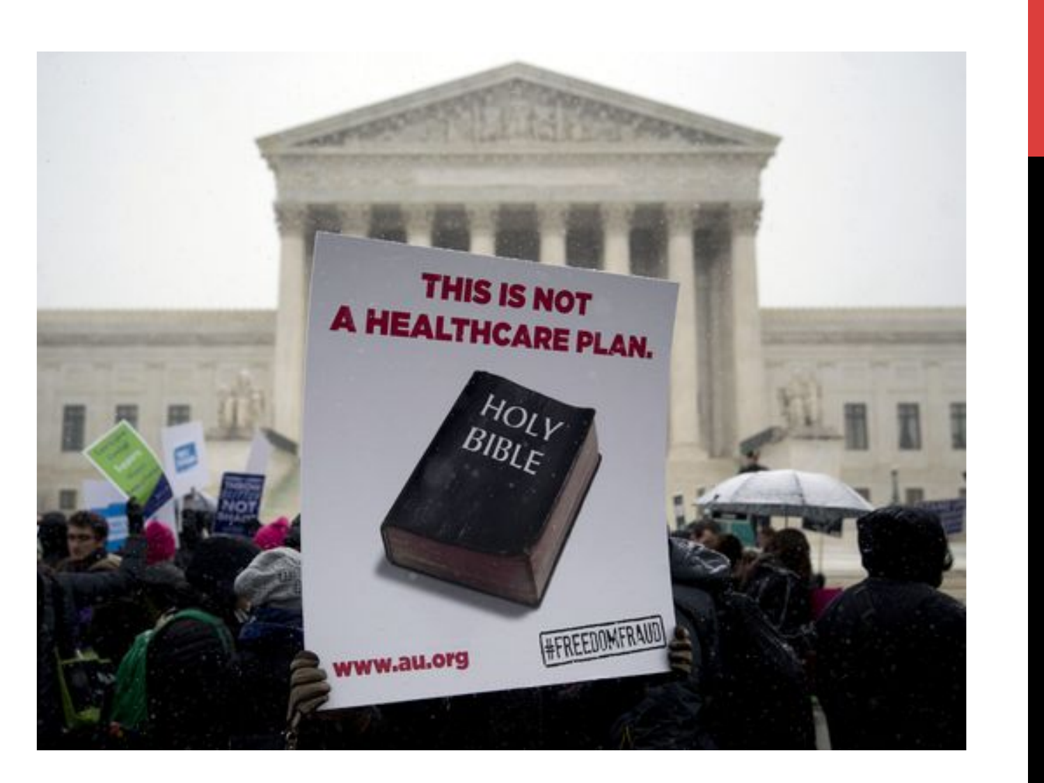THIS IS NOT
A HEALTHCARE PLAN.

HOLY
BIBLE

www.au.org

#FREEDOMFRAUD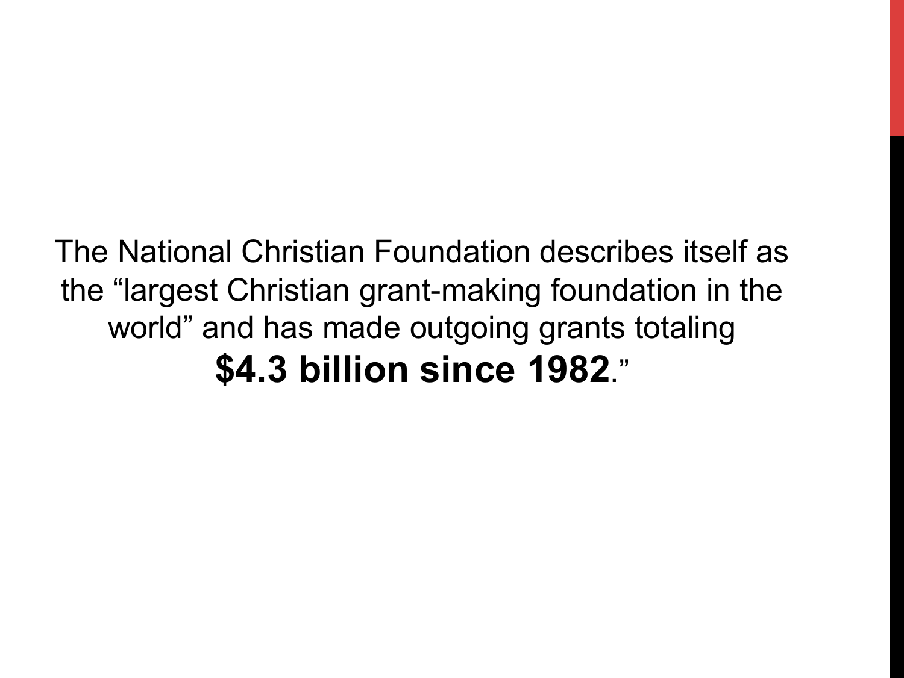The National Christian Foundation describes itself as the “largest Christian grant-making foundation in the world” and has made outgoing grants totaling **$4.3 billion since 1982**.”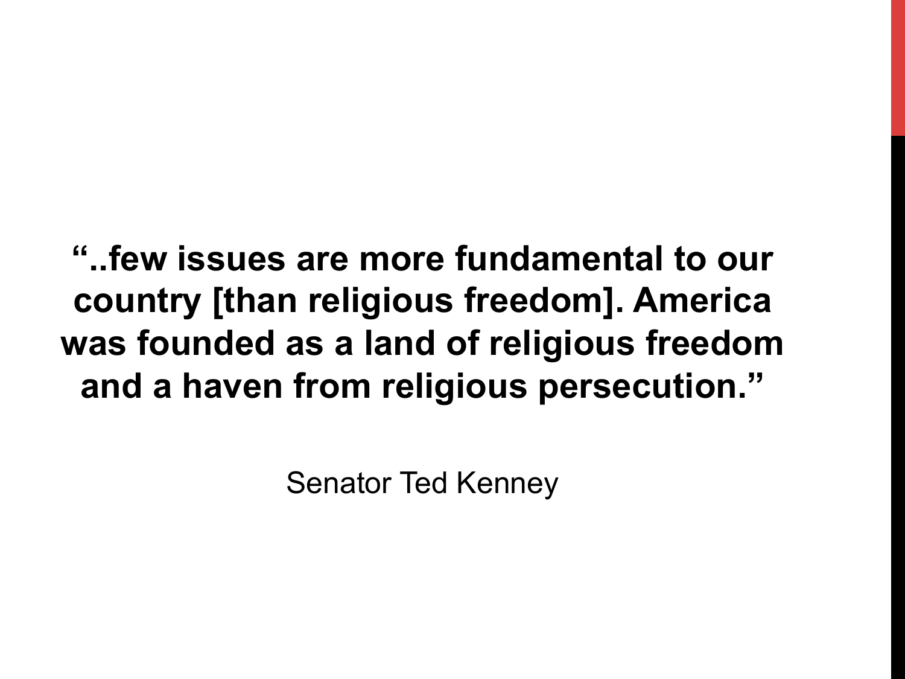**“..few issues are more fundamental to our country [than religious freedom]. America was founded as a land of religious freedom and a haven from religious persecution.”**

Senator Ted Kenney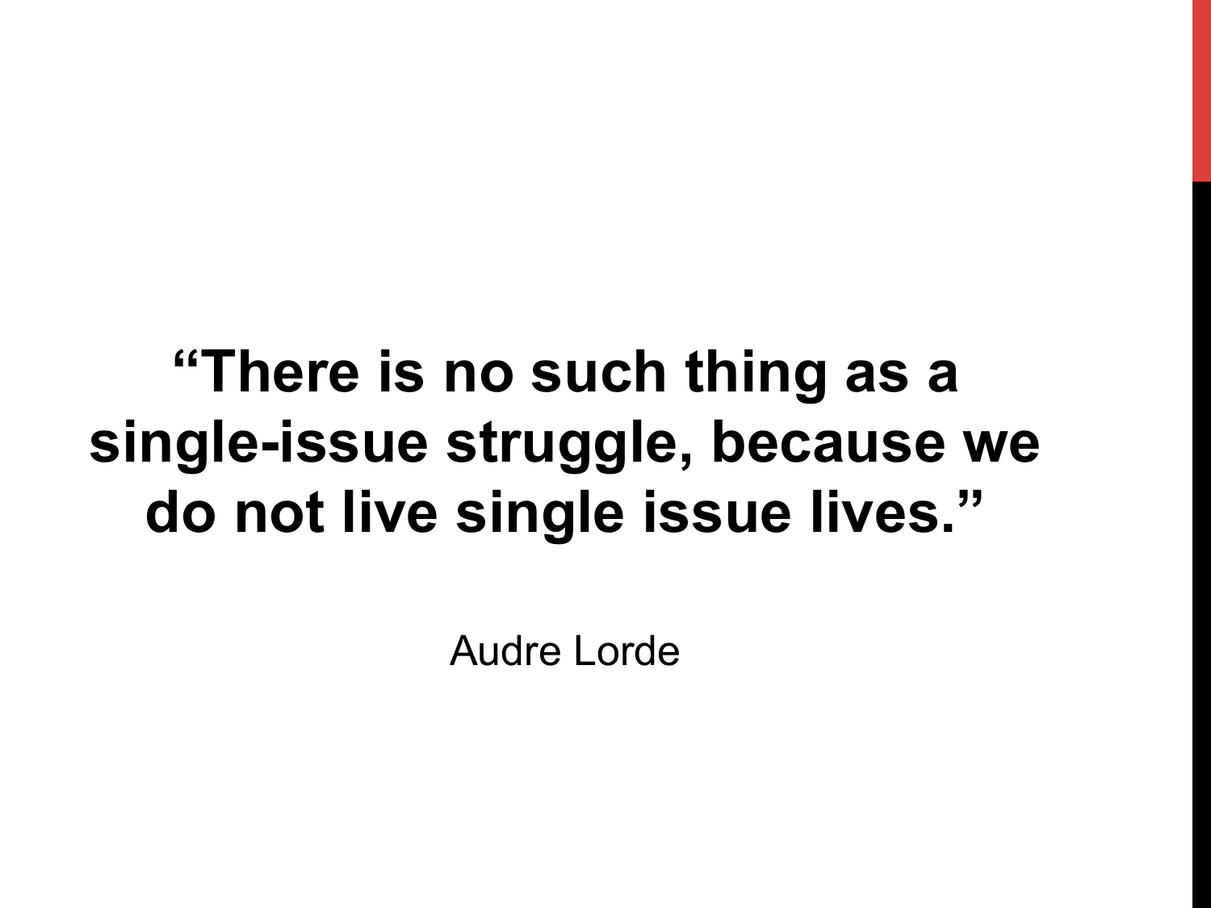**"There is no such thing as a single-issue struggle, because we do not live single issue lives."**

Audre Lorde